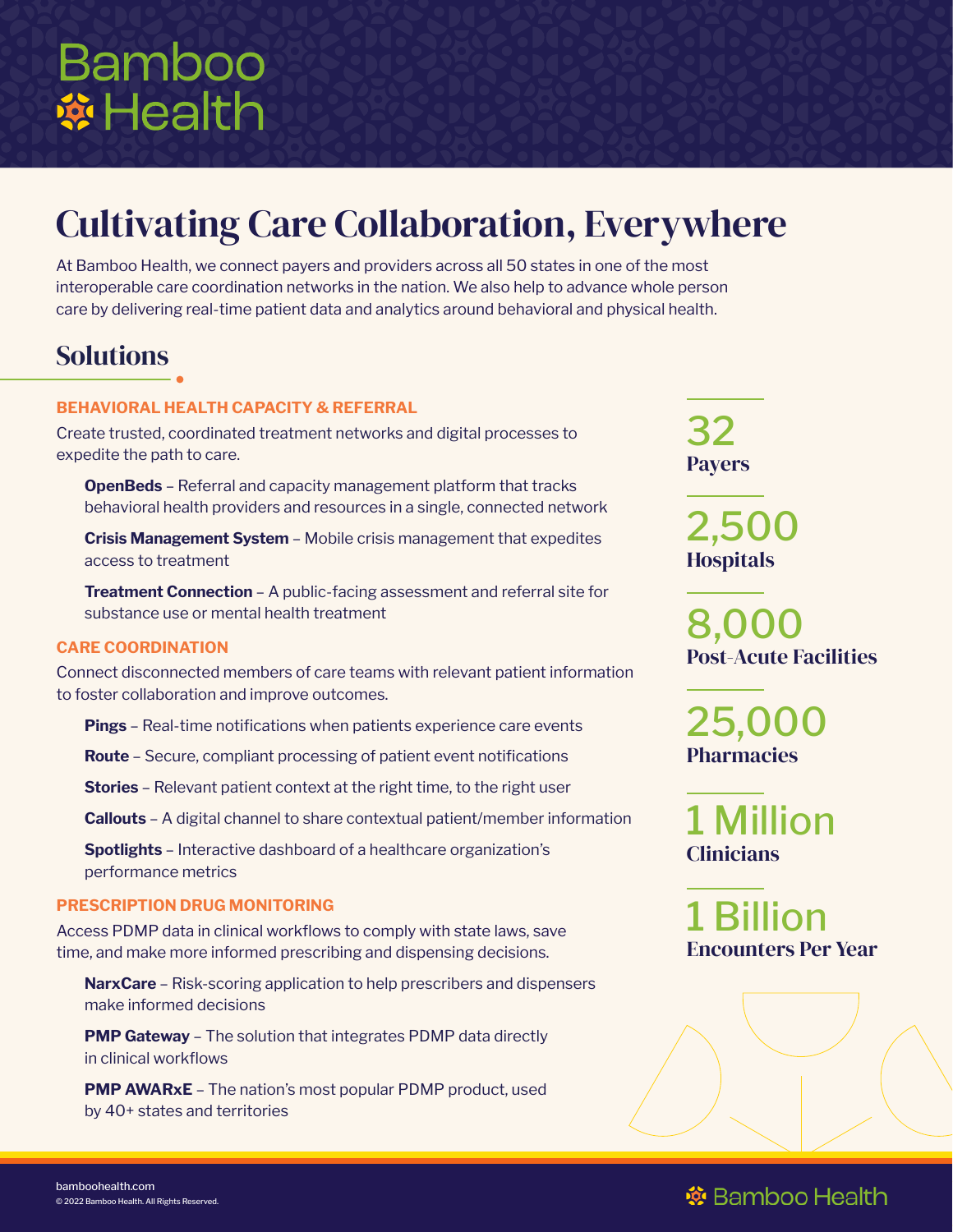Bamboo Health

# Cultivating Care Collaboration, Everywhere

At Bamboo Health, we connect payers and providers across all 50 states in one of the most interoperable care coordination networks in the nation. We also help to advance whole person care by delivering real-time patient data and analytics around behavioral and physical health.

## Solutions

### BEHAVIORAL HEALTH CAPACITY & REFERRAL

Create trusted, coordinated treatment networks and digital processes to expedite the path to care.

**OpenBeds** – Referral and capacity management platform that tracks behavioral health providers and resources in a single, connected network

**Crisis Management System** – Mobile crisis management that expedites access to treatment

**Treatment Connection** – A public-facing assessment and referral site for substance use or mental health treatment

### CARE COORDINATION

Connect disconnected members of care teams with relevant patient information to foster collaboration and improve outcomes.

**Pings** – Real-time notifications when patients experience care events

**Route** – Secure, compliant processing of patient event notifications

**Stories** – Relevant patient context at the right time, to the right user

**Callouts** – A digital channel to share contextual patient/member information

**Spotlights** – Interactive dashboard of a healthcare organization's performance metrics

### PRESCRIPTION DRUG MONITORING

Access PDMP data in clinical workflows to comply with state laws, save time, and make more informed prescribing and dispensing decisions.

**NarxCare** – Risk-scoring application to help prescribers and dispensers make informed decisions

**PMP Gateway** – The solution that integrates PDMP data directly in clinical workflows

**PMP AWARxE** – The nation's most popular PDMP product, used by 40+ states and territories

**32**
**Payers**

**2,500**
**Hospitals**

**8,000**
**Post-Acute Facilities**

**25,000**
**Pharmacies**

**1 Million**
**Clinicians**

**1 Billion**
**Encounters Per Year**

bamboohealth.com
© 2022 Bamboo Health. All Rights Reserved.

Bamboo Health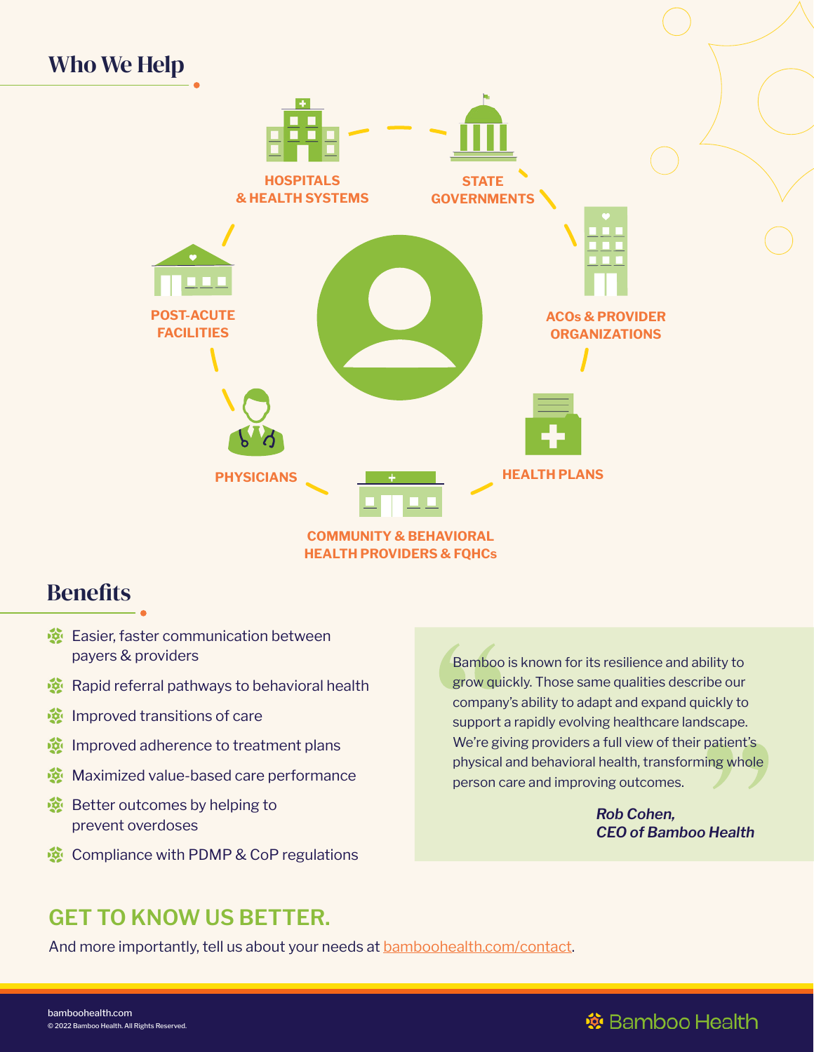## Who We Help

HOSPITALS & HEALTH SYSTEMS

STATE GOVERNMENTS

ACOs & PROVIDER ORGANIZATIONS

HEALTH PLANS

COMMUNITY & BEHAVIORAL HEALTH PROVIDERS & FQHCs

PHYSICIANS

POST-ACUTE FACILITIES

## Benefits

- Easier, faster communication between payers & providers
- Rapid referral pathways to behavioral health
- Improved transitions of care
- Improved adherence to treatment plans
- Maximized value-based care performance
- Better outcomes by helping to prevent overdoses
- Compliance with PDMP & CoP regulations

> Bamboo is known for its resilience and ability to grow quickly. Those same qualities describe our company's ability to adapt and expand quickly to support a rapidly evolving healthcare landscape. We're giving providers a full view of their patient's physical and behavioral health, transforming whole person care and improving outcomes.
>
> ***Rob Cohen, CEO of Bamboo Health***

## GET TO KNOW US BETTER.

And more importantly, tell us about your needs at bamboohealth.com/contact.

bamboohealth.com
© 2022 Bamboo Health. All Rights Reserved.

Bamboo Health